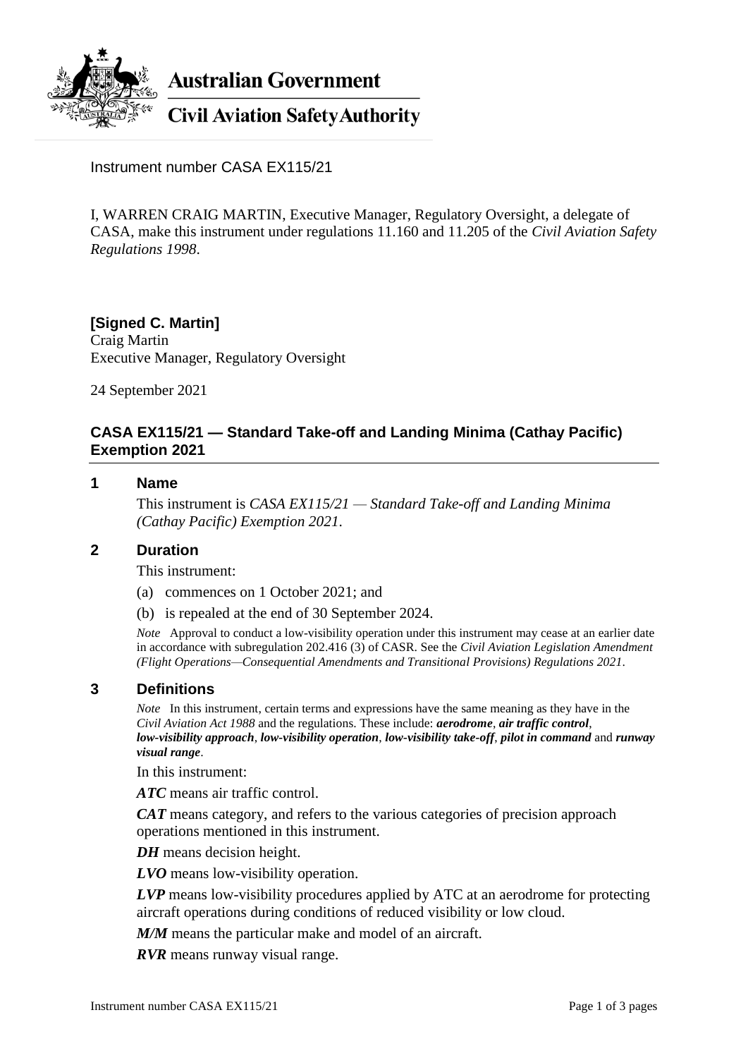**Australian Government**

**Civil Aviation Safety Authority**

Instrument number CASA EX115/21

I, WARREN CRAIG MARTIN, Executive Manager, Regulatory Oversight, a delegate of CASA, make this instrument under regulations 11.160 and 11.205 of the *Civil Aviation Safety Regulations 1998*.

**[Signed C. Martin]**
Craig Martin
Executive Manager, Regulatory Oversight

24 September 2021

## CASA EX115/21 — Standard Take-off and Landing Minima (Cathay Pacific) Exemption 2021

### 1 Name

This instrument is *CASA EX115/21 — Standard Take-off and Landing Minima (Cathay Pacific) Exemption 2021*.

### 2 Duration

This instrument:

(a) commences on 1 October 2021; and

(b) is repealed at the end of 30 September 2024.

*Note* Approval to conduct a low-visibility operation under this instrument may cease at an earlier date in accordance with subregulation 202.416 (3) of CASR. See the *Civil Aviation Legislation Amendment (Flight Operations—Consequential Amendments and Transitional Provisions) Regulations 2021*.

### 3 Definitions

*Note* In this instrument, certain terms and expressions have the same meaning as they have in the *Civil Aviation Act 1988* and the regulations. These include: ***aerodrome***, ***air traffic control***, ***low-visibility approach***, ***low-visibility operation***, ***low-visibility take-off***, ***pilot in command*** and ***runway visual range***.

In this instrument:

***ATC*** means air traffic control.

***CAT*** means category, and refers to the various categories of precision approach operations mentioned in this instrument.

***DH*** means decision height.

***LVO*** means low-visibility operation.

***LVP*** means low-visibility procedures applied by ATC at an aerodrome for protecting aircraft operations during conditions of reduced visibility or low cloud.

***M/M*** means the particular make and model of an aircraft.

***RVR*** means runway visual range.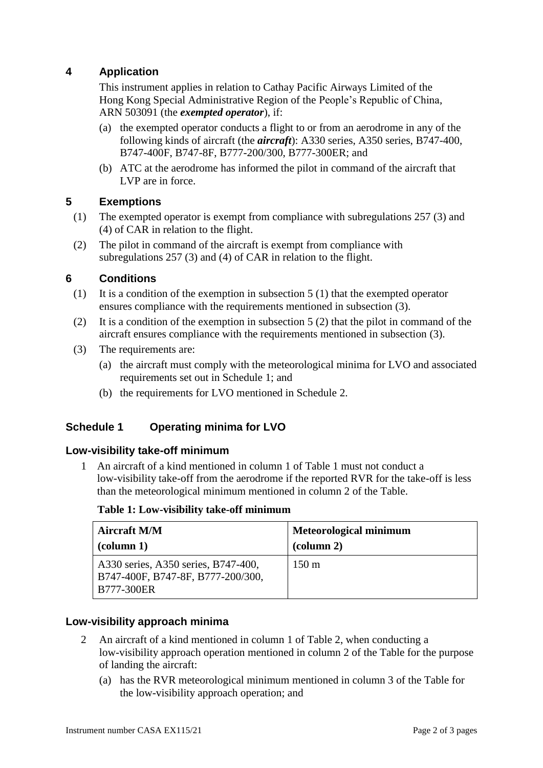## 4 Application

This instrument applies in relation to Cathay Pacific Airways Limited of the Hong Kong Special Administrative Region of the People's Republic of China, ARN 503091 (the ***exempted operator***), if:

(a) the exempted operator conducts a flight to or from an aerodrome in any of the following kinds of aircraft (the ***aircraft***): A330 series, A350 series, B747-400, B747-400F, B747-8F, B777-200/300, B777-300ER; and

(b) ATC at the aerodrome has informed the pilot in command of the aircraft that LVP are in force.

## 5 Exemptions

(1) The exempted operator is exempt from compliance with subregulations 257 (3) and (4) of CAR in relation to the flight.

(2) The pilot in command of the aircraft is exempt from compliance with subregulations 257 (3) and (4) of CAR in relation to the flight.

## 6 Conditions

(1) It is a condition of the exemption in subsection 5 (1) that the exempted operator ensures compliance with the requirements mentioned in subsection (3).

(2) It is a condition of the exemption in subsection 5 (2) that the pilot in command of the aircraft ensures compliance with the requirements mentioned in subsection (3).

(3) The requirements are:

(a) the aircraft must comply with the meteorological minima for LVO and associated requirements set out in Schedule 1; and

(b) the requirements for LVO mentioned in Schedule 2.

## Schedule 1 Operating minima for LVO

### Low-visibility take-off minimum

1 An aircraft of a kind mentioned in column 1 of Table 1 must not conduct a low-visibility take-off from the aerodrome if the reported RVR for the take-off is less than the meteorological minimum mentioned in column 2 of the Table.

**Table 1: Low-visibility take-off minimum**

| Aircraft M/M (column 1) | Meteorological minimum (column 2) |
|---|---|
| A330 series, A350 series, B747-400, B747-400F, B747-8F, B777-200/300, B777-300ER | 150 m |

### Low-visibility approach minima

2 An aircraft of a kind mentioned in column 1 of Table 2, when conducting a low-visibility approach operation mentioned in column 2 of the Table for the purpose of landing the aircraft:

(a) has the RVR meteorological minimum mentioned in column 3 of the Table for the low-visibility approach operation; and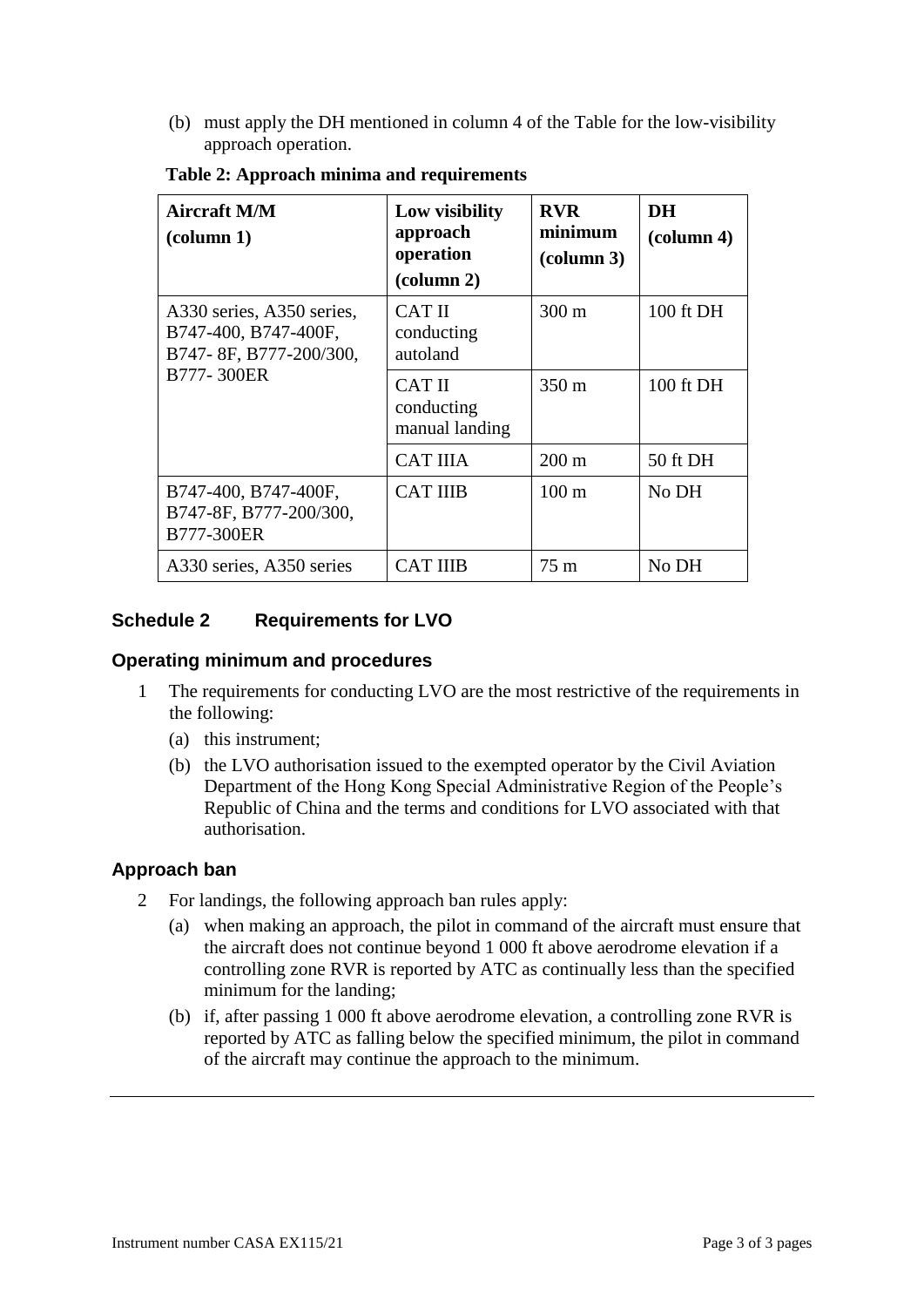(b) must apply the DH mentioned in column 4 of the Table for the low-visibility approach operation.

**Table 2: Approach minima and requirements**

| Aircraft M/M (column 1) | Low visibility approach operation (column 2) | RVR minimum (column 3) | DH (column 4) |
|---|---|---|---|
| A330 series, A350 series, B747-400, B747-400F, B747- 8F, B777-200/300, B777- 300ER | CAT II conducting autoland | 300 m | 100 ft DH |
| | CAT II conducting manual landing | 350 m | 100 ft DH |
| | CAT IIIA | 200 m | 50 ft DH |
| B747-400, B747-400F, B747-8F, B777-200/300, B777-300ER | CAT IIIB | 100 m | No DH |
| A330 series, A350 series | CAT IIIB | 75 m | No DH |

## Schedule 2 Requirements for LVO

### Operating minimum and procedures

1 The requirements for conducting LVO are the most restrictive of the requirements in the following:

(a) this instrument;

(b) the LVO authorisation issued to the exempted operator by the Civil Aviation Department of the Hong Kong Special Administrative Region of the People's Republic of China and the terms and conditions for LVO associated with that authorisation.

### Approach ban

2 For landings, the following approach ban rules apply:

(a) when making an approach, the pilot in command of the aircraft must ensure that the aircraft does not continue beyond 1 000 ft above aerodrome elevation if a controlling zone RVR is reported by ATC as continually less than the specified minimum for the landing;

(b) if, after passing 1 000 ft above aerodrome elevation, a controlling zone RVR is reported by ATC as falling below the specified minimum, the pilot in command of the aircraft may continue the approach to the minimum.